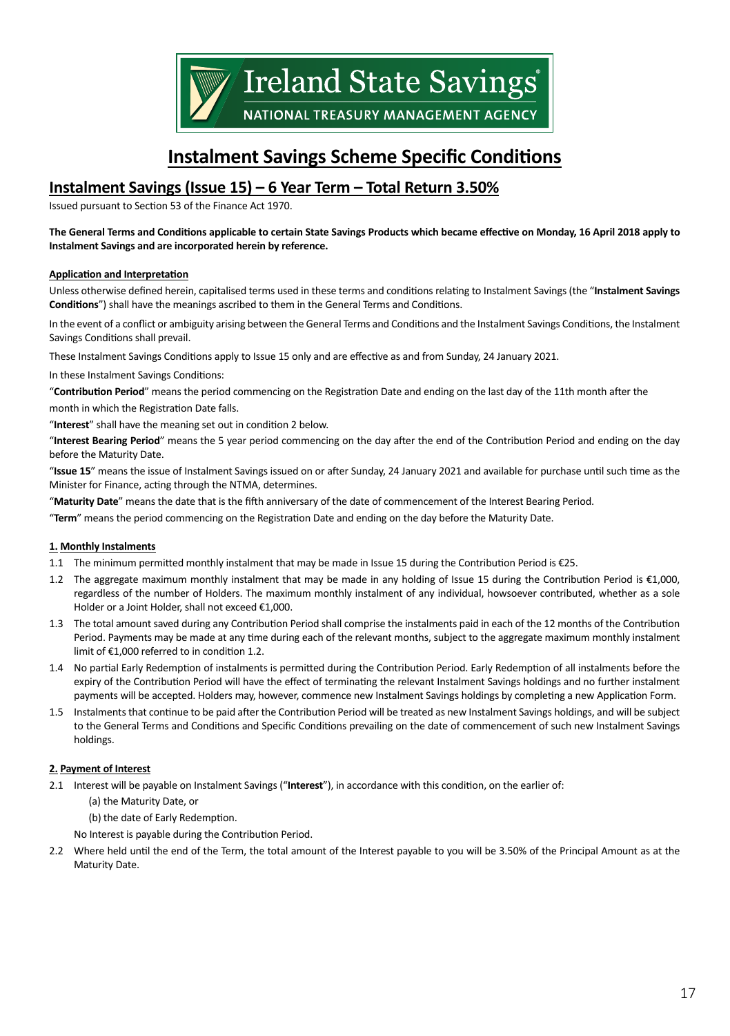Ireland State Savings®

NATIONAL TREASURY MANAGEMENT AGENCY

# Instalment Savings Scheme Specific Conditions

## Instalment Savings (Issue 15) – 6 Year Term – Total Return 3.50%

Issued pursuant to Section 53 of the Finance Act 1970.

**The General Terms and Conditions applicable to certain State Savings Products which became effective on Monday, 16 April 2018 apply to Instalment Savings and are incorporated herein by reference.**

### Application and Interpretation

Unless otherwise defined herein, capitalised terms used in these terms and conditions relating to Instalment Savings (the "**Instalment Savings Conditions**") shall have the meanings ascribed to them in the General Terms and Conditions.

In the event of a conflict or ambiguity arising between the General Terms and Conditions and the Instalment Savings Conditions, the Instalment Savings Conditions shall prevail.

These Instalment Savings Conditions apply to Issue 15 only and are effective as and from Sunday, 24 January 2021.

In these Instalment Savings Conditions:

"**Contribution Period**" means the period commencing on the Registration Date and ending on the last day of the 11th month after the month in which the Registration Date falls.

"**Interest**" shall have the meaning set out in condition 2 below.

"**Interest Bearing Period**" means the 5 year period commencing on the day after the end of the Contribution Period and ending on the day before the Maturity Date.

"**Issue 15**" means the issue of Instalment Savings issued on or after Sunday, 24 January 2021 and available for purchase until such time as the Minister for Finance, acting through the NTMA, determines.

"**Maturity Date**" means the date that is the fifth anniversary of the date of commencement of the Interest Bearing Period.

"**Term**" means the period commencing on the Registration Date and ending on the day before the Maturity Date.

### 1. Monthly Instalments

1.1 The minimum permitted monthly instalment that may be made in Issue 15 during the Contribution Period is €25.

1.2 The aggregate maximum monthly instalment that may be made in any holding of Issue 15 during the Contribution Period is €1,000, regardless of the number of Holders. The maximum monthly instalment of any individual, howsoever contributed, whether as a sole Holder or a Joint Holder, shall not exceed €1,000.

1.3 The total amount saved during any Contribution Period shall comprise the instalments paid in each of the 12 months of the Contribution Period. Payments may be made at any time during each of the relevant months, subject to the aggregate maximum monthly instalment limit of €1,000 referred to in condition 1.2.

1.4 No partial Early Redemption of instalments is permitted during the Contribution Period. Early Redemption of all instalments before the expiry of the Contribution Period will have the effect of terminating the relevant Instalment Savings holdings and no further instalment payments will be accepted. Holders may, however, commence new Instalment Savings holdings by completing a new Application Form.

1.5 Instalments that continue to be paid after the Contribution Period will be treated as new Instalment Savings holdings, and will be subject to the General Terms and Conditions and Specific Conditions prevailing on the date of commencement of such new Instalment Savings holdings.

### 2. Payment of Interest

2.1 Interest will be payable on Instalment Savings ("**Interest**"), in accordance with this condition, on the earlier of:

(a) the Maturity Date, or

(b) the date of Early Redemption.

No Interest is payable during the Contribution Period.

2.2 Where held until the end of the Term, the total amount of the Interest payable to you will be 3.50% of the Principal Amount as at the Maturity Date.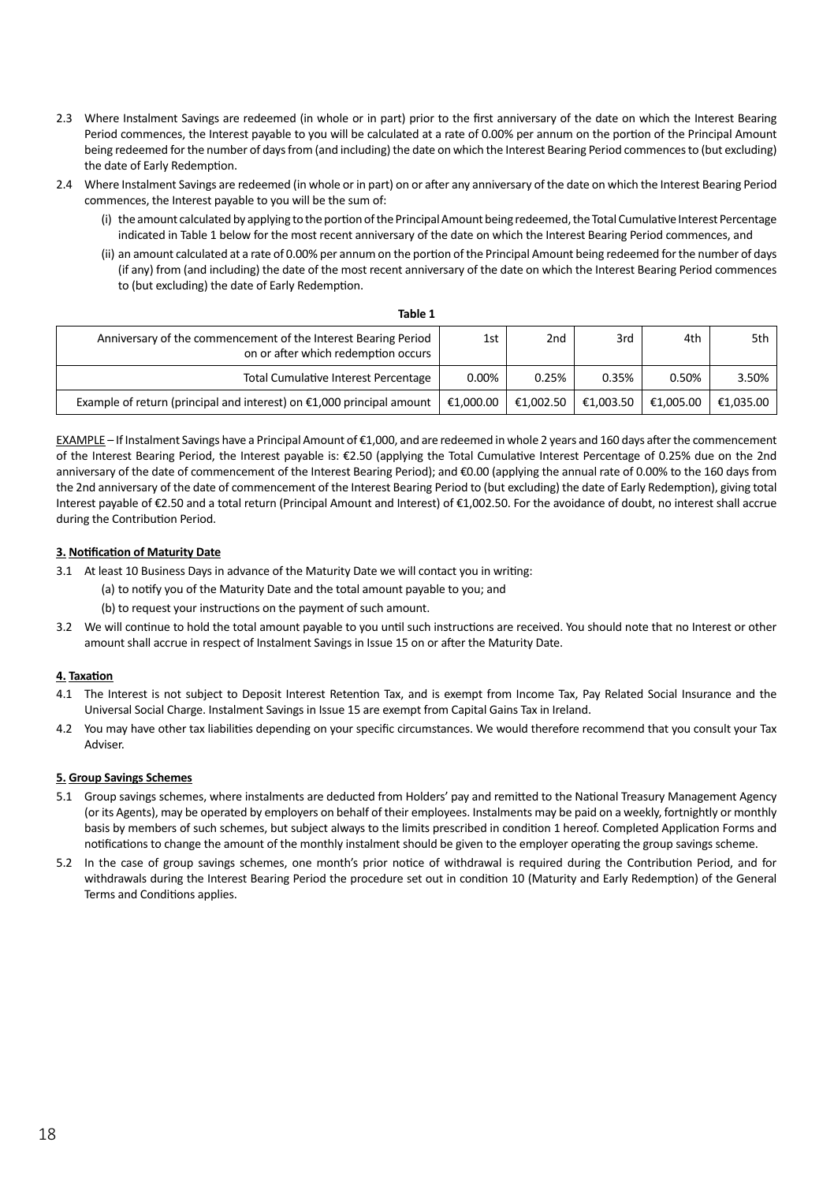2.3 Where Instalment Savings are redeemed (in whole or in part) prior to the first anniversary of the date on which the Interest Bearing Period commences, the Interest payable to you will be calculated at a rate of 0.00% per annum on the portion of the Principal Amount being redeemed for the number of days from (and including) the date on which the Interest Bearing Period commences to (but excluding) the date of Early Redemption.

2.4 Where Instalment Savings are redeemed (in whole or in part) on or after any anniversary of the date on which the Interest Bearing Period commences, the Interest payable to you will be the sum of:

(i) the amount calculated by applying to the portion of the Principal Amount being redeemed, the Total Cumulative Interest Percentage indicated in Table 1 below for the most recent anniversary of the date on which the Interest Bearing Period commences, and

(ii) an amount calculated at a rate of 0.00% per annum on the portion of the Principal Amount being redeemed for the number of days (if any) from (and including) the date of the most recent anniversary of the date on which the Interest Bearing Period commences to (but excluding) the date of Early Redemption.

**Table 1**

| Anniversary of the commencement of the Interest Bearing Period on or after which redemption occurs | 1st | 2nd | 3rd | 4th | 5th |
|---|---|---|---|---|---|
| Total Cumulative Interest Percentage | 0.00% | 0.25% | 0.35% | 0.50% | 3.50% |
| Example of return (principal and interest) on €1,000 principal amount | €1,000.00 | €1,002.50 | €1,003.50 | €1,005.00 | €1,035.00 |

EXAMPLE – If Instalment Savings have a Principal Amount of €1,000, and are redeemed in whole 2 years and 160 days after the commencement of the Interest Bearing Period, the Interest payable is: €2.50 (applying the Total Cumulative Interest Percentage of 0.25% due on the 2nd anniversary of the date of commencement of the Interest Bearing Period); and €0.00 (applying the annual rate of 0.00% to the 160 days from the 2nd anniversary of the date of commencement of the Interest Bearing Period to (but excluding) the date of Early Redemption), giving total Interest payable of €2.50 and a total return (Principal Amount and Interest) of €1,002.50. For the avoidance of doubt, no interest shall accrue during the Contribution Period.

### 3. Notification of Maturity Date

3.1 At least 10 Business Days in advance of the Maturity Date we will contact you in writing:

(a) to notify you of the Maturity Date and the total amount payable to you; and

(b) to request your instructions on the payment of such amount.

3.2 We will continue to hold the total amount payable to you until such instructions are received. You should note that no Interest or other amount shall accrue in respect of Instalment Savings in Issue 15 on or after the Maturity Date.

### 4. Taxation

4.1 The Interest is not subject to Deposit Interest Retention Tax, and is exempt from Income Tax, Pay Related Social Insurance and the Universal Social Charge. Instalment Savings in Issue 15 are exempt from Capital Gains Tax in Ireland.

4.2 You may have other tax liabilities depending on your specific circumstances. We would therefore recommend that you consult your Tax Adviser.

### 5. Group Savings Schemes

5.1 Group savings schemes, where instalments are deducted from Holders' pay and remitted to the National Treasury Management Agency (or its Agents), may be operated by employers on behalf of their employees. Instalments may be paid on a weekly, fortnightly or monthly basis by members of such schemes, but subject always to the limits prescribed in condition 1 hereof. Completed Application Forms and notifications to change the amount of the monthly instalment should be given to the employer operating the group savings scheme.

5.2 In the case of group savings schemes, one month's prior notice of withdrawal is required during the Contribution Period, and for withdrawals during the Interest Bearing Period the procedure set out in condition 10 (Maturity and Early Redemption) of the General Terms and Conditions applies.